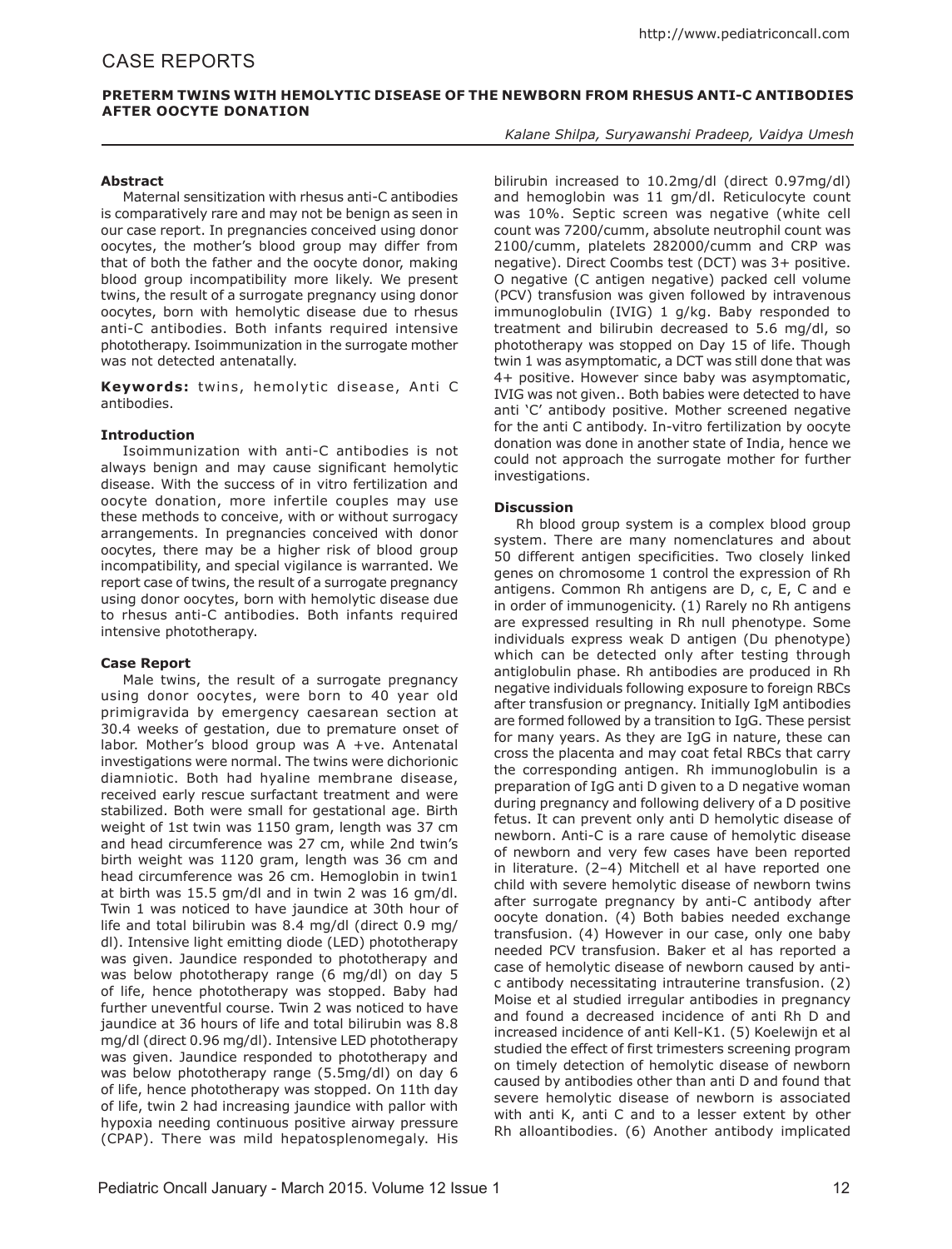# CASE REPORTS

**PRETERM TWINS WITH HEMOLYTIC DISEASE OF THE NEWBORN FROM RHESUS ANTI-C ANTIBODIES AFTER OOCYTE DONATION**

*Kalane Shilpa, Suryawanshi Pradeep, Vaidya Umesh*

### Abstract

Maternal sensitization with rhesus anti-C antibodies is comparatively rare and may not be benign as seen in our case report. In pregnancies conceived using donor oocytes, the mother's blood group may differ from that of both the father and the oocyte donor, making blood group incompatibility more likely. We present twins, the result of a surrogate pregnancy using donor oocytes, born with hemolytic disease due to rhesus anti-C antibodies. Both infants required intensive phototherapy. Isoimmunization in the surrogate mother was not detected antenatally.

**Keywords:** twins, hemolytic disease, Anti C antibodies.

### Introduction

Isoimmunization with anti-C antibodies is not always benign and may cause significant hemolytic disease. With the success of in vitro fertilization and oocyte donation, more infertile couples may use these methods to conceive, with or without surrogacy arrangements. In pregnancies conceived with donor oocytes, there may be a higher risk of blood group incompatibility, and special vigilance is warranted. We report case of twins, the result of a surrogate pregnancy using donor oocytes, born with hemolytic disease due to rhesus anti-C antibodies. Both infants required intensive phototherapy.

### Case Report

Male twins, the result of a surrogate pregnancy using donor oocytes, were born to 40 year old primigravida by emergency caesarean section at 30.4 weeks of gestation, due to premature onset of labor. Mother's blood group was A +ve. Antenatal investigations were normal. The twins were dichorionic diamniotic. Both had hyaline membrane disease, received early rescue surfactant treatment and were stabilized. Both were small for gestational age. Birth weight of 1st twin was 1150 gram, length was 37 cm and head circumference was 27 cm, while 2nd twin's birth weight was 1120 gram, length was 36 cm and head circumference was 26 cm. Hemoglobin in twin1 at birth was 15.5 gm/dl and in twin 2 was 16 gm/dl. Twin 1 was noticed to have jaundice at 30th hour of life and total bilirubin was 8.4 mg/dl (direct 0.9 mg/dl). Intensive light emitting diode (LED) phototherapy was given. Jaundice responded to phototherapy and was below phototherapy range (6 mg/dl) on day 5 of life, hence phototherapy was stopped. Baby had further uneventful course. Twin 2 was noticed to have jaundice at 36 hours of life and total bilirubin was 8.8 mg/dl (direct 0.96 mg/dl). Intensive LED phototherapy was given. Jaundice responded to phototherapy and was below phototherapy range (5.5mg/dl) on day 6 of life, hence phototherapy was stopped. On 11th day of life, twin 2 had increasing jaundice with pallor with hypoxia needing continuous positive airway pressure (CPAP). There was mild hepatosplenomegaly. His bilirubin increased to 10.2mg/dl (direct 0.97mg/dl) and hemoglobin was 11 gm/dl. Reticulocyte count was 10%. Septic screen was negative (white cell count was 7200/cumm, absolute neutrophil count was 2100/cumm, platelets 282000/cumm and CRP was negative). Direct Coombs test (DCT) was 3+ positive. O negative (C antigen negative) packed cell volume (PCV) transfusion was given followed by intravenous immunoglobulin (IVIG) 1 g/kg. Baby responded to treatment and bilirubin decreased to 5.6 mg/dl, so phototherapy was stopped on Day 15 of life. Though twin 1 was asymptomatic, a DCT was still done that was 4+ positive. However since baby was asymptomatic, IVIG was not given.. Both babies were detected to have anti 'C' antibody positive. Mother screened negative for the anti C antibody. In-vitro fertilization by oocyte donation was done in another state of India, hence we could not approach the surrogate mother for further investigations.

### Discussion

Rh blood group system is a complex blood group system. There are many nomenclatures and about 50 different antigen specificities. Two closely linked genes on chromosome 1 control the expression of Rh antigens. Common Rh antigens are D, c, E, C and e in order of immunogenicity. (1) Rarely no Rh antigens are expressed resulting in Rh null phenotype. Some individuals express weak D antigen (Du phenotype) which can be detected only after testing through antiglobulin phase. Rh antibodies are produced in Rh negative individuals following exposure to foreign RBCs after transfusion or pregnancy. Initially IgM antibodies are formed followed by a transition to IgG. These persist for many years. As they are IgG in nature, these can cross the placenta and may coat fetal RBCs that carry the corresponding antigen. Rh immunoglobulin is a preparation of IgG anti D given to a D negative woman during pregnancy and following delivery of a D positive fetus. It can prevent only anti D hemolytic disease of newborn. Anti-C is a rare cause of hemolytic disease of newborn and very few cases have been reported in literature. (2–4) Mitchell et al have reported one child with severe hemolytic disease of newborn twins after surrogate pregnancy by anti-C antibody after oocyte donation. (4) Both babies needed exchange transfusion. (4) However in our case, only one baby needed PCV transfusion. Baker et al has reported a case of hemolytic disease of newborn caused by anti-c antibody necessitating intrauterine transfusion. (2) Moise et al studied irregular antibodies in pregnancy and found a decreased incidence of anti Rh D and increased incidence of anti Kell-K1. (5) Koelewijn et al studied the effect of first trimesters screening program on timely detection of hemolytic disease of newborn caused by antibodies other than anti D and found that severe hemolytic disease of newborn is associated with anti K, anti C and to a lesser extent by other Rh alloantibodies. (6) Another antibody implicated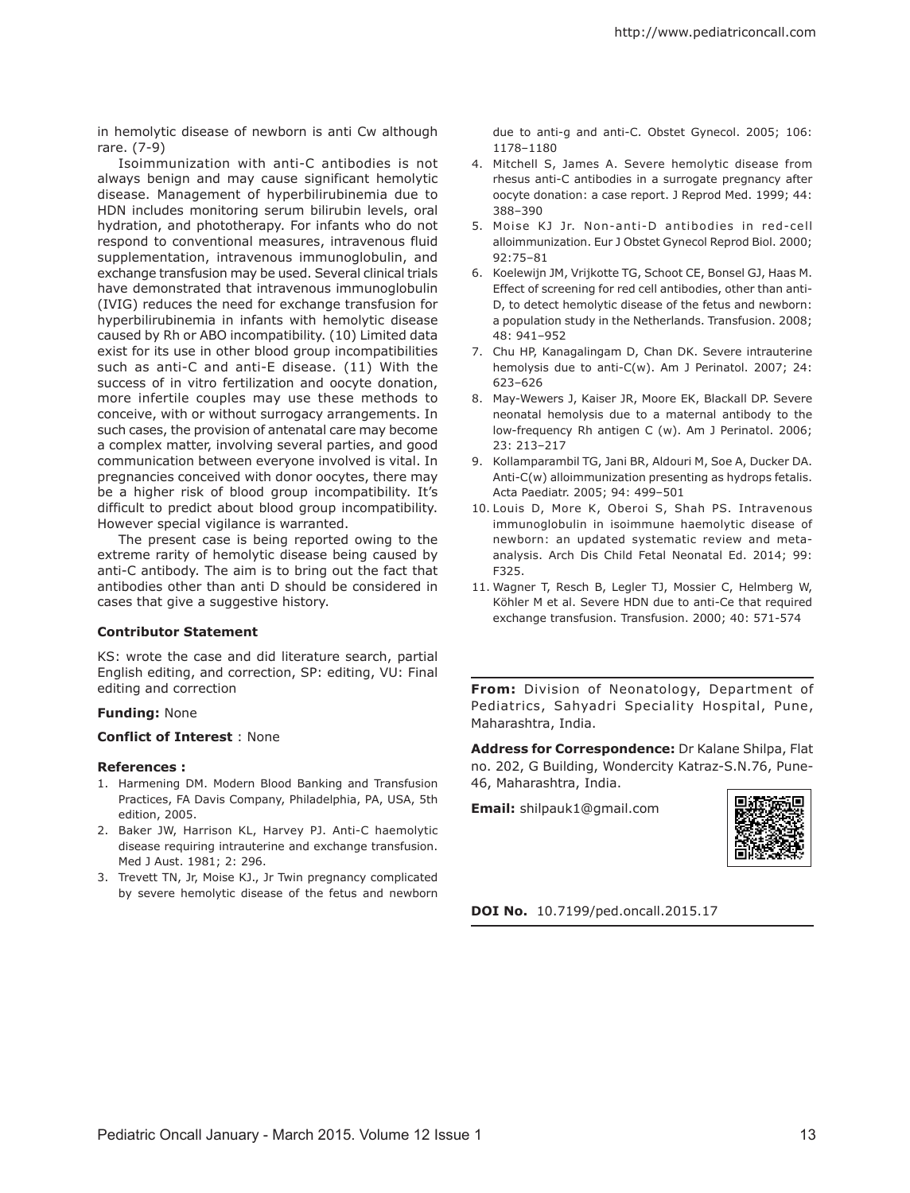in hemolytic disease of newborn is anti Cw although rare. (7-9)

Isoimmunization with anti-C antibodies is not always benign and may cause significant hemolytic disease. Management of hyperbilirubinemia due to HDN includes monitoring serum bilirubin levels, oral hydration, and phototherapy. For infants who do not respond to conventional measures, intravenous fluid supplementation, intravenous immunoglobulin, and exchange transfusion may be used. Several clinical trials have demonstrated that intravenous immunoglobulin (IVIG) reduces the need for exchange transfusion for hyperbilirubinemia in infants with hemolytic disease caused by Rh or ABO incompatibility. (10) Limited data exist for its use in other blood group incompatibilities such as anti-C and anti-E disease. (11) With the success of in vitro fertilization and oocyte donation, more infertile couples may use these methods to conceive, with or without surrogacy arrangements. In such cases, the provision of antenatal care may become a complex matter, involving several parties, and good communication between everyone involved is vital. In pregnancies conceived with donor oocytes, there may be a higher risk of blood group incompatibility. It's difficult to predict about blood group incompatibility. However special vigilance is warranted.

The present case is being reported owing to the extreme rarity of hemolytic disease being caused by anti-C antibody. The aim is to bring out the fact that antibodies other than anti D should be considered in cases that give a suggestive history.

**Contributor Statement**

KS: wrote the case and did literature search, partial English editing, and correction, SP: editing, VU: Final editing and correction

**Funding:** None

**Conflict of Interest** : None

**References :**

1. Harmening DM. Modern Blood Banking and Transfusion Practices, FA Davis Company, Philadelphia, PA, USA, 5th edition, 2005.
2. Baker JW, Harrison KL, Harvey PJ. Anti-C haemolytic disease requiring intrauterine and exchange transfusion. Med J Aust. 1981; 2: 296.
3. Trevett TN, Jr, Moise KJ., Jr Twin pregnancy complicated by severe hemolytic disease of the fetus and newborn due to anti-g and anti-C. Obstet Gynecol. 2005; 106: 1178–1180
4. Mitchell S, James A. Severe hemolytic disease from rhesus anti-C antibodies in a surrogate pregnancy after oocyte donation: a case report. J Reprod Med. 1999; 44: 388–390
5. Moise KJ Jr. Non-anti-D antibodies in red-cell alloimmunization. Eur J Obstet Gynecol Reprod Biol. 2000; 92:75–81
6. Koelewijn JM, Vrijkotte TG, Schoot CE, Bonsel GJ, Haas M. Effect of screening for red cell antibodies, other than anti-D, to detect hemolytic disease of the fetus and newborn: a population study in the Netherlands. Transfusion. 2008; 48: 941–952
7. Chu HP, Kanagalingam D, Chan DK. Severe intrauterine hemolysis due to anti-C(w). Am J Perinatol. 2007; 24: 623–626
8. May-Wewers J, Kaiser JR, Moore EK, Blackall DP. Severe neonatal hemolysis due to a maternal antibody to the low-frequency Rh antigen C (w). Am J Perinatol. 2006; 23: 213–217
9. Kollamparambil TG, Jani BR, Aldouri M, Soe A, Ducker DA. Anti-C(w) alloimmunization presenting as hydrops fetalis. Acta Paediatr. 2005; 94: 499–501
10. Louis D, More K, Oberoi S, Shah PS. Intravenous immunoglobulin in isoimmune haemolytic disease of newborn: an updated systematic review and meta-analysis. Arch Dis Child Fetal Neonatal Ed. 2014; 99: F325.
11. Wagner T, Resch B, Legler TJ, Mossier C, Helmberg W, Köhler M et al. Severe HDN due to anti-Ce that required exchange transfusion. Transfusion. 2000; 40: 571-574

**From:** Division of Neonatology, Department of Pediatrics, Sahyadri Speciality Hospital, Pune, Maharashtra, India.

**Address for Correspondence:** Dr Kalane Shilpa, Flat no. 202, G Building, Wondercity Katraz-S.N.76, Pune-46, Maharashtra, India.

**Email:** shilpauk1@gmail.com

**DOI No.** 10.7199/ped.oncall.2015.17